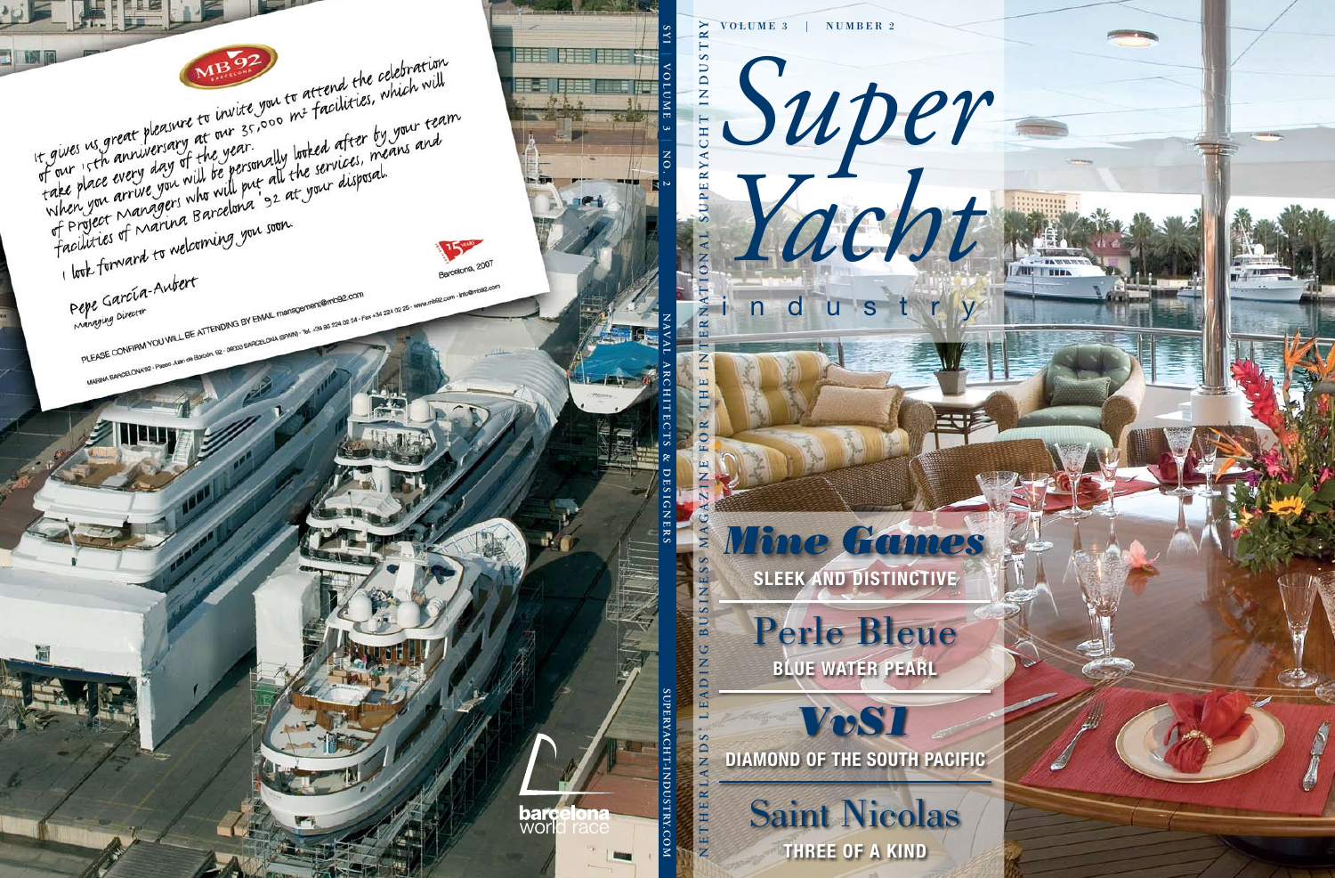VOLUME 3 | NUMBER 2

# Super Yacht industry

NETHERLANDS' LEADING BUSINESS MAGAZINE FOR THE INTERNATIONAL SUPERYACHT INDUSTRY

## Mine Games

**SLEEK AND DISTINCTIVE**

## Perle Bleue

**BLUE WATER PEARL**

## VvS1

**DIAMOND OF THE SOUTH PACIFIC**

## Saint Nicolas

**THREE OF A KIND**

SYI | VOLUME 3 | NO. 2 — NAVAL ARCHITECTS & DESIGNERS — SUPERYACHT-INDUSTRY.COM

---

MB92 BARCELONA

It gives us great pleasure to invite you to attend the celebration of our 15th anniversary at our 35,000 m² facilities, which will take place every day of the year.

When you arrive you will be personally looked after by your team of Project Managers who will put all the services, means and facilities of Marina Barcelona '92 at your disposal.

I look forward to welcoming you soon.

Pepe García-Aubert
Managing Director

15 YEARS — Barcelona, 2007

PLEASE CONFIRM YOU WILL BE ATTENDING BY EMAIL management@mb92.com

MARINA BARCELONA'92 · Paseo Juan de Borbón, 92 · 08003 BARCELONA (SPAIN) · Tel. +34 93 224 02 24 · Fax +34 224 02 25 · www.mb92.com · info@mb92.com

barcelona world race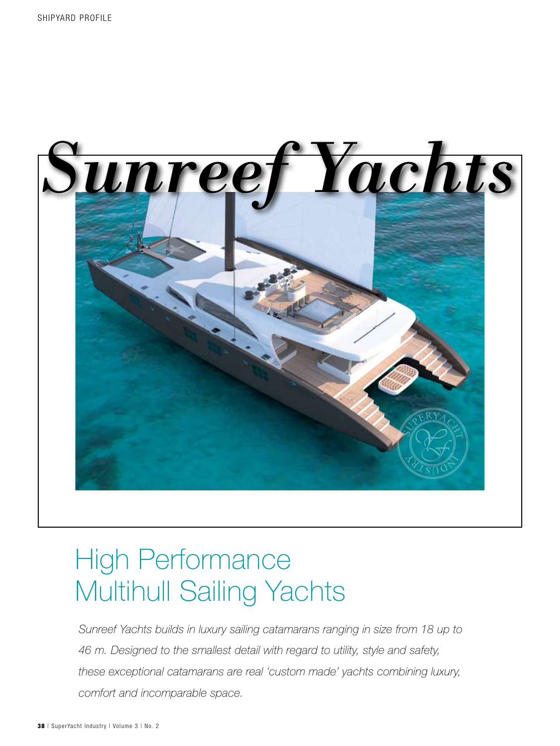# Sunreef Yachts

## High Performance Multihull Sailing Yachts

*Sunreef Yachts builds in luxury sailing catamarans ranging in size from 18 up to 46 m. Designed to the smallest detail with regard to utility, style and safety, these exceptional catamarans are real 'custom made' yachts combining luxury, comfort and incomparable space.*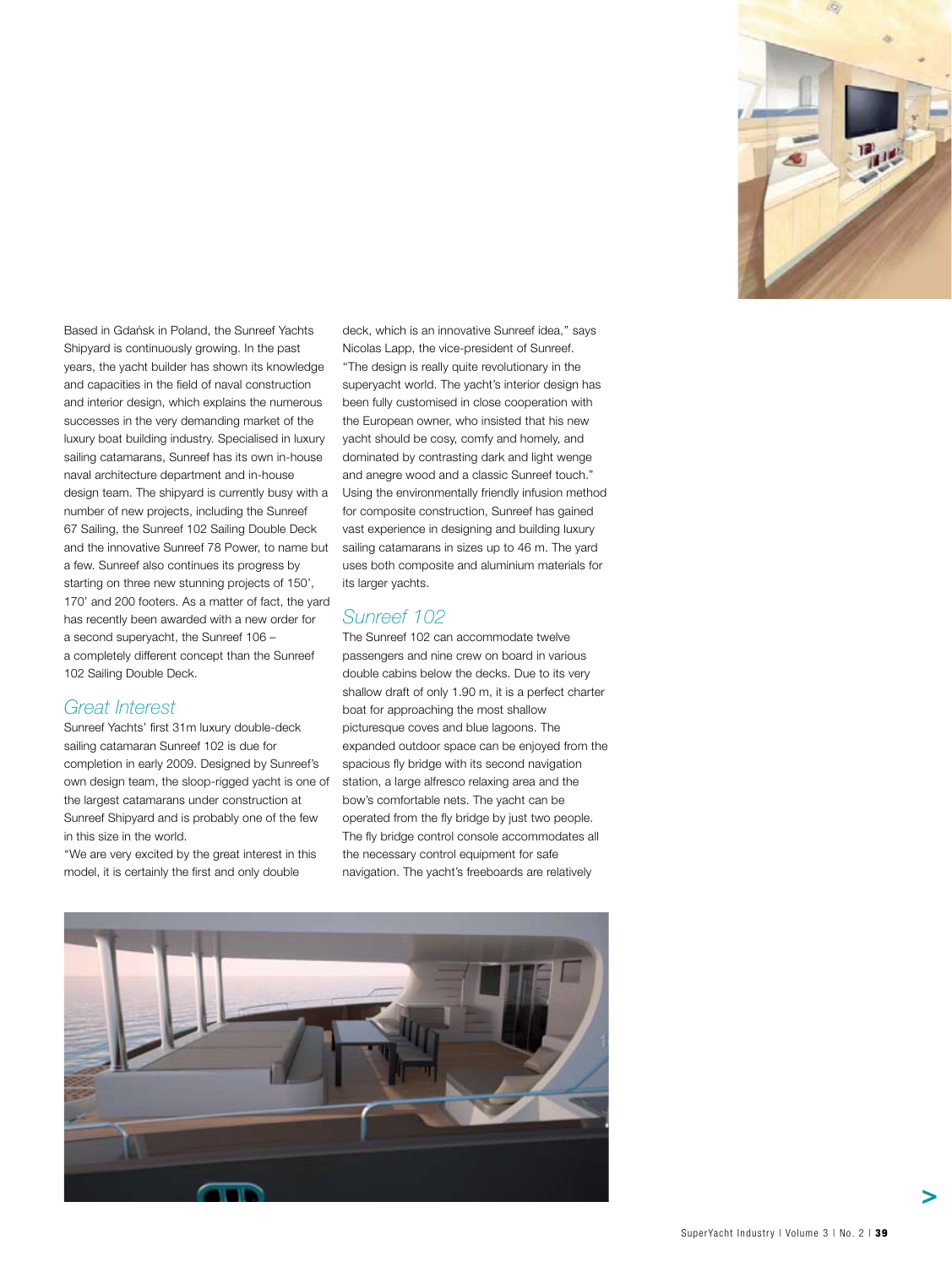Based in Gdańsk in Poland, the Sunreef Yachts Shipyard is continuously growing. In the past years, the yacht builder has shown its knowledge and capacities in the field of naval construction and interior design, which explains the numerous successes in the very demanding market of the luxury boat building industry. Specialised in luxury sailing catamarans, Sunreef has its own in-house naval architecture department and in-house design team. The shipyard is currently busy with a number of new projects, including the Sunreef 67 Sailing, the Sunreef 102 Sailing Double Deck and the innovative Sunreef 78 Power, to name but a few. Sunreef also continues its progress by starting on three new stunning projects of 150', 170' and 200 footers. As a matter of fact, the yard has recently been awarded with a new order for a second superyacht, the Sunreef 106 – a completely different concept than the Sunreef 102 Sailing Double Deck.

## Great Interest

Sunreef Yachts' first 31m luxury double-deck sailing catamaran Sunreef 102 is due for completion in early 2009. Designed by Sunreef's own design team, the sloop-rigged yacht is one of the largest catamarans under construction at Sunreef Shipyard and is probably one of the few in this size in the world.

"We are very excited by the great interest in this model, it is certainly the first and only double deck, which is an innovative Sunreef idea," says Nicolas Lapp, the vice-president of Sunreef. "The design is really quite revolutionary in the superyacht world. The yacht's interior design has been fully customised in close cooperation with the European owner, who insisted that his new yacht should be cosy, comfy and homely, and dominated by contrasting dark and light wenge and anegre wood and a classic Sunreef touch." Using the environmentally friendly infusion method for composite construction, Sunreef has gained vast experience in designing and building luxury sailing catamarans in sizes up to 46 m. The yard uses both composite and aluminium materials for its larger yachts.

## Sunreef 102

The Sunreef 102 can accommodate twelve passengers and nine crew on board in various double cabins below the decks. Due to its very shallow draft of only 1.90 m, it is a perfect charter boat for approaching the most shallow picturesque coves and blue lagoons. The expanded outdoor space can be enjoyed from the spacious fly bridge with its second navigation station, a large alfresco relaxing area and the bow's comfortable nets. The yacht can be operated from the fly bridge by just two people. The fly bridge control console accommodates all the necessary control equipment for safe navigation. The yacht's freeboards are relatively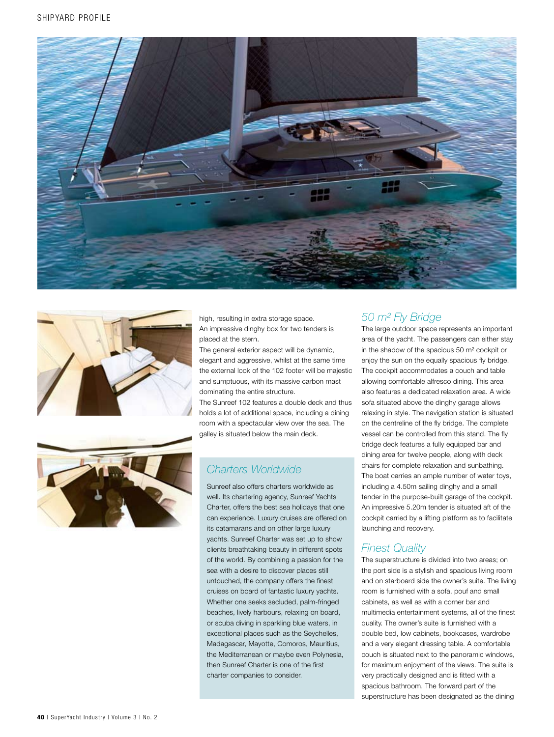high, resulting in extra storage space. An impressive dinghy box for two tenders is placed at the stern.

The general exterior aspect will be dynamic, elegant and aggressive, whilst at the same time the external look of the 102 footer will be majestic and sumptuous, with its massive carbon mast dominating the entire structure.

The Sunreef 102 features a double deck and thus holds a lot of additional space, including a dining room with a spectacular view over the sea. The galley is situated below the main deck.

## Charters Worldwide

Sunreef also offers charters worldwide as well. Its chartering agency, Sunreef Yachts Charter, offers the best sea holidays that one can experience. Luxury cruises are offered on its catamarans and on other large luxury yachts. Sunreef Charter was set up to show clients breathtaking beauty in different spots of the world. By combining a passion for the sea with a desire to discover places still untouched, the company offers the finest cruises on board of fantastic luxury yachts. Whether one seeks secluded, palm-fringed beaches, lively harbours, relaxing on board, or scuba diving in sparkling blue waters, in exceptional places such as the Seychelles, Madagascar, Mayotte, Comoros, Mauritius, the Mediterranean or maybe even Polynesia, then Sunreef Charter is one of the first charter companies to consider.

## 50 m² Fly Bridge

The large outdoor space represents an important area of the yacht. The passengers can either stay in the shadow of the spacious 50 m² cockpit or enjoy the sun on the equally spacious fly bridge. The cockpit accommodates a couch and table allowing comfortable alfresco dining. This area also features a dedicated relaxation area. A wide sofa situated above the dinghy garage allows relaxing in style. The navigation station is situated on the centreline of the fly bridge. The complete vessel can be controlled from this stand. The fly bridge deck features a fully equipped bar and dining area for twelve people, along with deck chairs for complete relaxation and sunbathing. The boat carries an ample number of water toys, including a 4.50m sailing dinghy and a small tender in the purpose-built garage of the cockpit. An impressive 5.20m tender is situated aft of the cockpit carried by a lifting platform as to facilitate launching and recovery.

## Finest Quality

The superstructure is divided into two areas; on the port side is a stylish and spacious living room and on starboard side the owner's suite. The living room is furnished with a sofa, pouf and small cabinets, as well as with a corner bar and multimedia entertainment systems, all of the finest quality. The owner's suite is furnished with a double bed, low cabinets, bookcases, wardrobe and a very elegant dressing table. A comfortable couch is situated next to the panoramic windows, for maximum enjoyment of the views. The suite is very practically designed and is fitted with a spacious bathroom. The forward part of the superstructure has been designated as the dining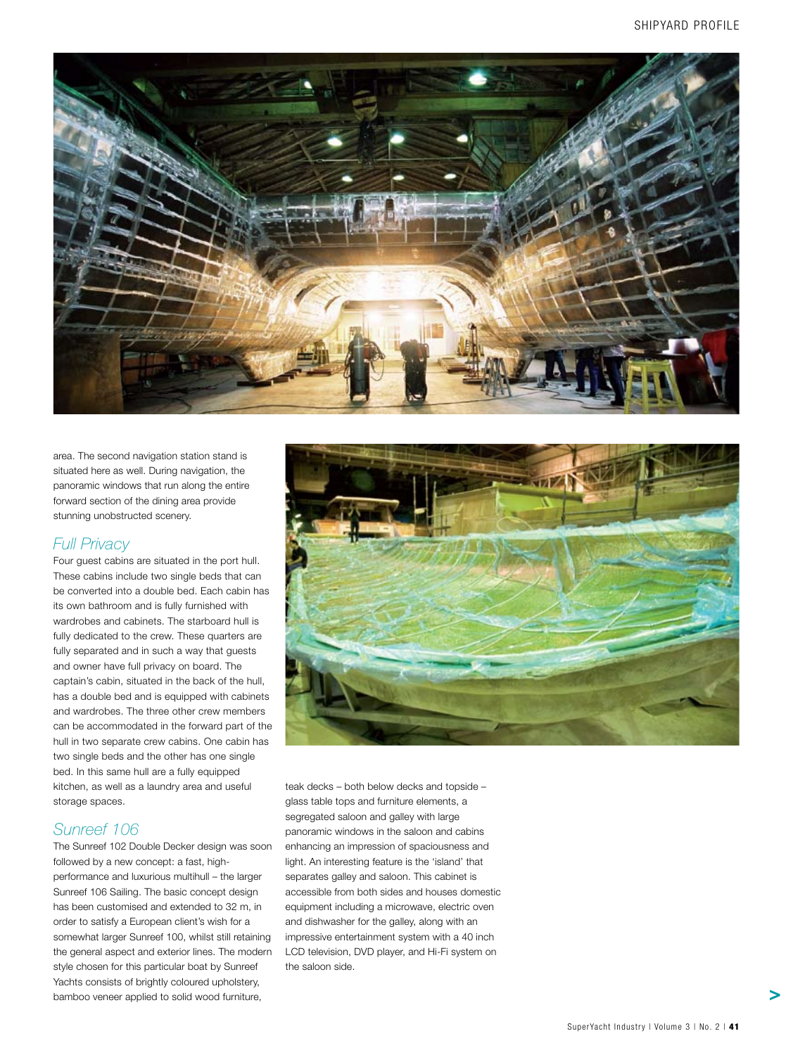area. The second navigation station stand is situated here as well. During navigation, the panoramic windows that run along the entire forward section of the dining area provide stunning unobstructed scenery.

## Full Privacy

Four guest cabins are situated in the port hull. These cabins include two single beds that can be converted into a double bed. Each cabin has its own bathroom and is fully furnished with wardrobes and cabinets. The starboard hull is fully dedicated to the crew. These quarters are fully separated and in such a way that guests and owner have full privacy on board. The captain's cabin, situated in the back of the hull, has a double bed and is equipped with cabinets and wardrobes. The three other crew members can be accommodated in the forward part of the hull in two separate crew cabins. One cabin has two single beds and the other has one single bed. In this same hull are a fully equipped kitchen, as well as a laundry area and useful storage spaces.

## Sunreef 106

The Sunreef 102 Double Decker design was soon followed by a new concept: a fast, high-performance and luxurious multihull – the larger Sunreef 106 Sailing. The basic concept design has been customised and extended to 32 m, in order to satisfy a European client's wish for a somewhat larger Sunreef 100, whilst still retaining the general aspect and exterior lines. The modern style chosen for this particular boat by Sunreef Yachts consists of brightly coloured upholstery, bamboo veneer applied to solid wood furniture, teak decks – both below decks and topside – glass table tops and furniture elements, a segregated saloon and galley with large panoramic windows in the saloon and cabins enhancing an impression of spaciousness and light. An interesting feature is the 'island' that separates galley and saloon. This cabinet is accessible from both sides and houses domestic equipment including a microwave, electric oven and dishwasher for the galley, along with an impressive entertainment system with a 40 inch LCD television, DVD player, and Hi-Fi system on the saloon side.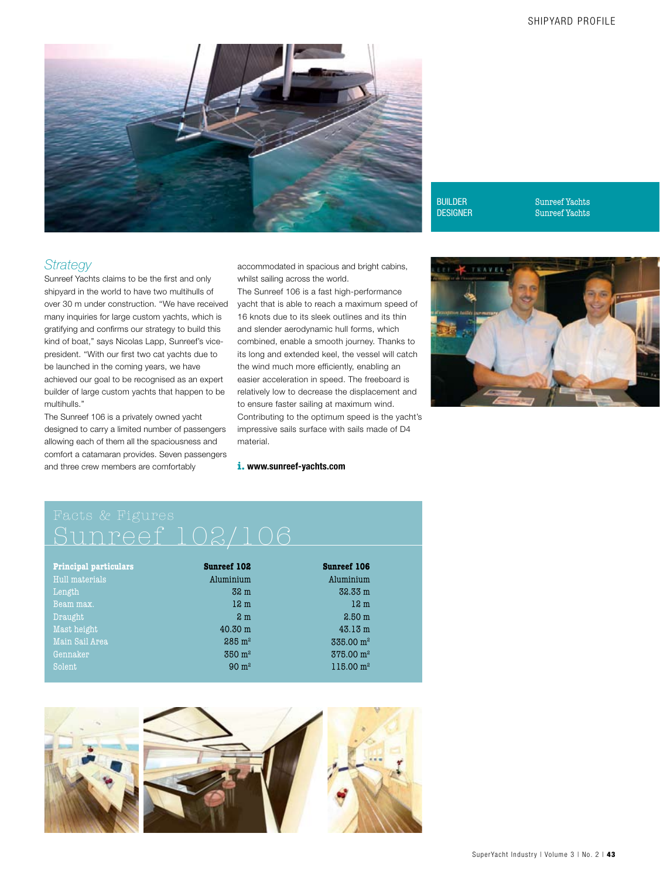| | |
|---|---|
| BUILDER | Sunreef Yachts |
| DESIGNER | Sunreef Yachts |

## *Strategy*

Sunreef Yachts claims to be the first and only shipyard in the world to have two multihulls of over 30 m under construction. "We have received many inquiries for large custom yachts, which is gratifying and confirms our strategy to build this kind of boat," says Nicolas Lapp, Sunreef's vice-president. "With our first two cat yachts due to be launched in the coming years, we have achieved our goal to be recognised as an expert builder of large custom yachts that happen to be multihulls."

The Sunreef 106 is a privately owned yacht designed to carry a limited number of passengers allowing each of them all the spaciousness and comfort a catamaran provides. Seven passengers and three crew members are comfortably accommodated in spacious and bright cabins, whilst sailing across the world.

The Sunreef 106 is a fast high-performance yacht that is able to reach a maximum speed of 16 knots due to its sleek outlines and its thin and slender aerodynamic hull forms, which combined, enable a smooth journey. Thanks to its long and extended keel, the vessel will catch the wind much more efficiently, enabling an easier acceleration in speed. The freeboard is relatively low to decrease the displacement and to ensure faster sailing at maximum wind. Contributing to the optimum speed is the yacht's impressive sails surface with sails made of D4 material.

**i. www.sunreef-yachts.com**

## Facts & Figures
# Sunreef 102/106

| Principal particulars | Sunreef 102 | Sunreef 106 |
|---|---|---|
| Hull materials | Aluminium | Aluminium |
| Length | 32 m | 32.33 m |
| Beam max. | 12 m | 12 m |
| Draught | 2 m | 2.50 m |
| Mast height | 40.30 m | 43.13 m |
| Main Sail Area | 285 m² | 335.00 m² |
| Gennaker | 350 m² | 375.00 m² |
| Solent | 90 m² | 115.00 m² |